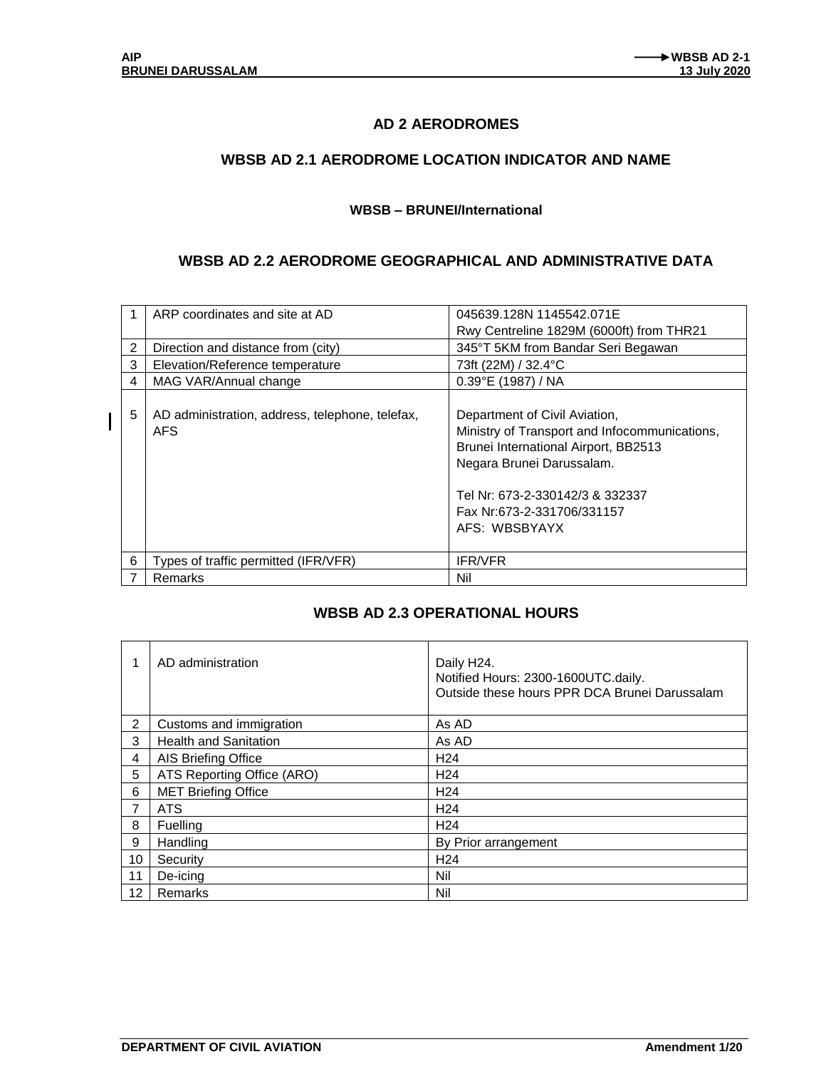# AD 2 AERODROMES

## WBSB AD 2.1 AERODROME LOCATION INDICATOR AND NAME

**WBSB – BRUNEI/International**

## WBSB AD 2.2 AERODROME GEOGRAPHICAL AND ADMINISTRATIVE DATA

| 1 | ARP coordinates and site at AD | 045639.128N 1145542.071E<br>Rwy Centreline 1829M (6000ft) from THR21 |
|---|---|---|
| 2 | Direction and distance from (city) | 345°T 5KM from Bandar Seri Begawan |
| 3 | Elevation/Reference temperature | 73ft (22M) / 32.4°C |
| 4 | MAG VAR/Annual change | 0.39°E (1987) / NA |
| 5 | AD administration, address, telephone, telefax, AFS | Department of Civil Aviation,<br>Ministry of Transport and Infocommunications,<br>Brunei International Airport, BB2513<br>Negara Brunei Darussalam.<br><br>Tel Nr: 673-2-330142/3 & 332337<br>Fax Nr:673-2-331706/331157<br>AFS: WBSBYAYX |
| 6 | Types of traffic permitted (IFR/VFR) | IFR/VFR |
| 7 | Remarks | Nil |

## WBSB AD 2.3 OPERATIONAL HOURS

| 1 | AD administration | Daily H24.<br>Notified Hours: 2300-1600UTC.daily.<br>Outside these hours PPR DCA Brunei Darussalam |
|---|---|---|
| 2 | Customs and immigration | As AD |
| 3 | Health and Sanitation | As AD |
| 4 | AIS Briefing Office | H24 |
| 5 | ATS Reporting Office (ARO) | H24 |
| 6 | MET Briefing Office | H24 |
| 7 | ATS | H24 |
| 8 | Fuelling | H24 |
| 9 | Handling | By Prior arrangement |
| 10 | Security | H24 |
| 11 | De-icing | Nil |
| 12 | Remarks | Nil |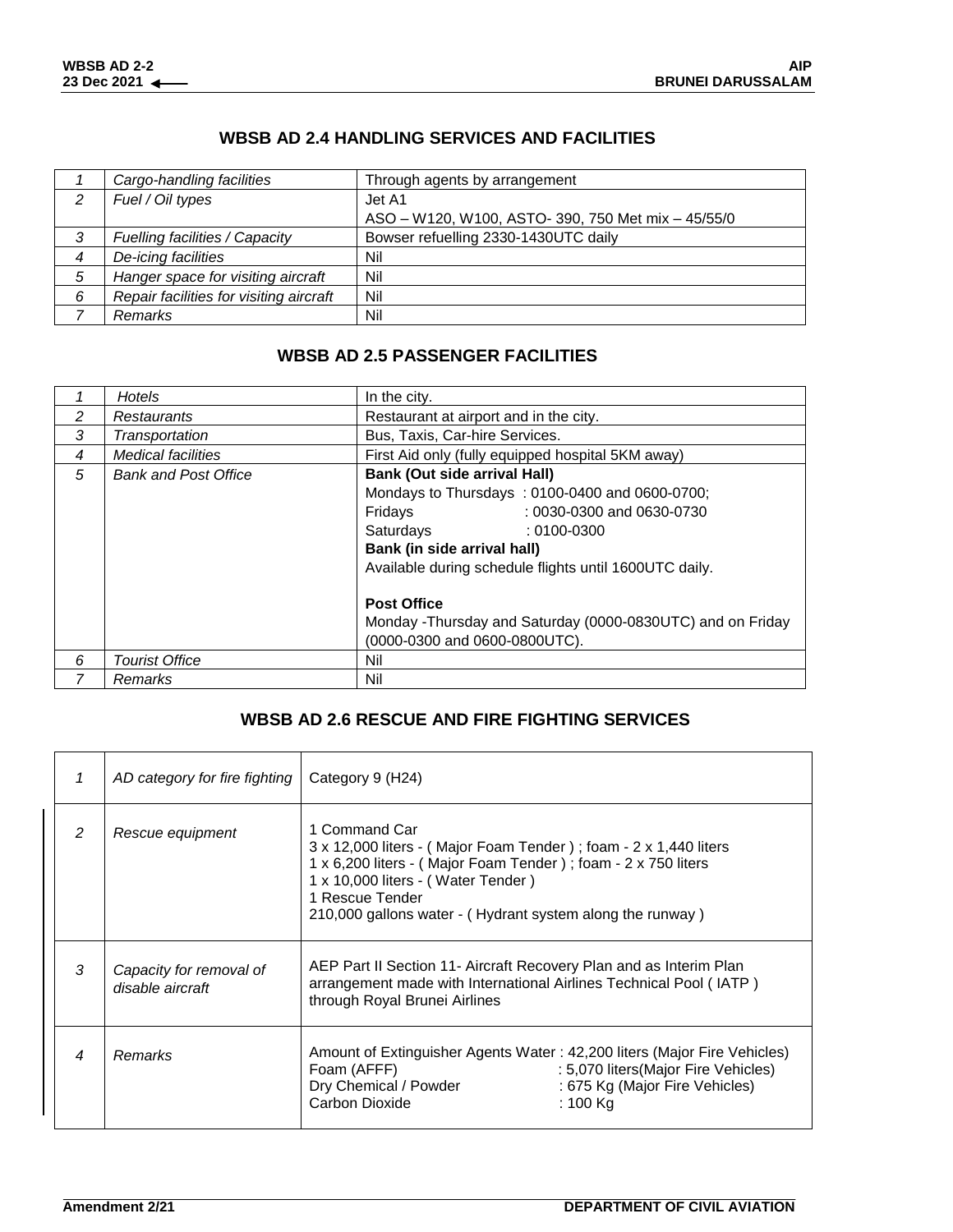## WBSB AD 2.4 HANDLING SERVICES AND FACILITIES

| | | |
|---|---|---|
| *1* | *Cargo-handling facilities* | Through agents by arrangement |
| *2* | *Fuel / Oil types* | Jet A1<br>ASO – W120, W100, ASTO- 390, 750 Met mix – 45/55/0 |
| *3* | *Fuelling facilities / Capacity* | Bowser refuelling 2330-1430UTC daily |
| *4* | *De-icing facilities* | Nil |
| *5* | *Hanger space for visiting aircraft* | Nil |
| *6* | *Repair facilities for visiting aircraft* | Nil |
| *7* | *Remarks* | Nil |

## WBSB AD 2.5 PASSENGER FACILITIES

| | | |
|---|---|---|
| *1* | *Hotels* | In the city. |
| *2* | *Restaurants* | Restaurant at airport and in the city. |
| *3* | *Transportation* | Bus, Taxis, Car-hire Services. |
| *4* | *Medical facilities* | First Aid only (fully equipped hospital 5KM away) |
| *5* | *Bank and Post Office* | **Bank (Out side arrival Hall)**<br>Mondays to Thursdays : 0100-0400 and 0600-0700;<br>Fridays : 0030-0300 and 0630-0730<br>Saturdays : 0100-0300<br>**Bank (in side arrival hall)**<br>Available during schedule flights until 1600UTC daily.<br><br>**Post Office**<br>Monday -Thursday and Saturday (0000-0830UTC) and on Friday (0000-0300 and 0600-0800UTC). |
| *6* | *Tourist Office* | Nil |
| *7* | *Remarks* | Nil |

## WBSB AD 2.6 RESCUE AND FIRE FIGHTING SERVICES

| | | |
|---|---|---|
| *1* | *AD category for fire fighting* | Category 9 (H24) |
| *2* | *Rescue equipment* | 1 Command Car<br>3 x 12,000 liters - ( Major Foam Tender ) ; foam - 2 x 1,440 liters<br>1 x 6,200 liters - ( Major Foam Tender ) ; foam - 2 x 750 liters<br>1 x 10,000 liters - ( Water Tender )<br>1 Rescue Tender<br>210,000 gallons water - ( Hydrant system along the runway ) |
| *3* | *Capacity for removal of disable aircraft* | AEP Part II Section 11- Aircraft Recovery Plan and as Interim Plan arrangement made with International Airlines Technical Pool ( IATP ) through Royal Brunei Airlines |
| *4* | *Remarks* | Amount of Extinguisher Agents Water : 42,200 liters (Major Fire Vehicles)<br>Foam (AFFF) : 5,070 liters(Major Fire Vehicles)<br>Dry Chemical / Powder : 675 Kg (Major Fire Vehicles)<br>Carbon Dioxide : 100 Kg |